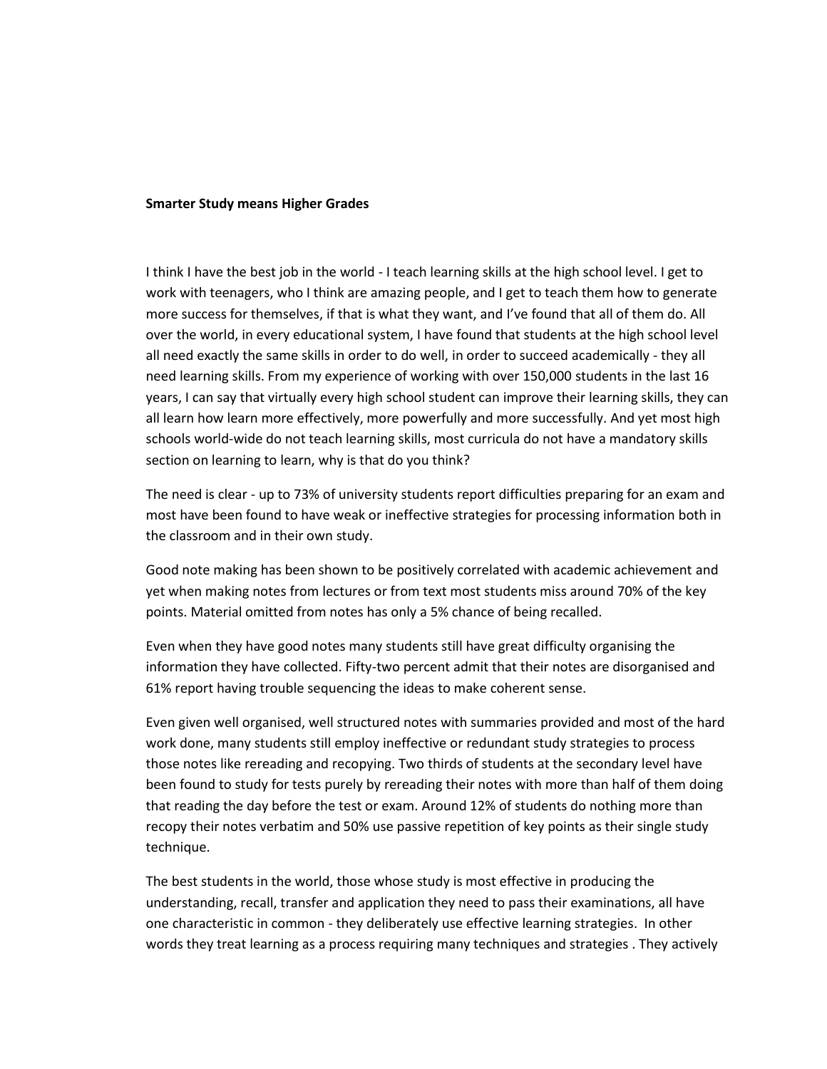**Smarter Study means Higher Grades**

I think I have the best job in the world - I teach learning skills at the high school level. I get to work with teenagers, who I think are amazing people, and I get to teach them how to generate more success for themselves, if that is what they want, and I've found that all of them do. All over the world, in every educational system, I have found that students at the high school level all need exactly the same skills in order to do well, in order to succeed academically - they all need learning skills. From my experience of working with over 150,000 students in the last 16 years, I can say that virtually every high school student can improve their learning skills, they can all learn how learn more effectively, more powerfully and more successfully. And yet most high schools world-wide do not teach learning skills, most curricula do not have a mandatory skills section on learning to learn, why is that do you think?

The need is clear - up to 73% of university students report difficulties preparing for an exam and most have been found to have weak or ineffective strategies for processing information both in the classroom and in their own study.

Good note making has been shown to be positively correlated with academic achievement and yet when making notes from lectures or from text most students miss around 70% of the key points. Material omitted from notes has only a 5% chance of being recalled.

Even when they have good notes many students still have great difficulty organising the information they have collected. Fifty-two percent admit that their notes are disorganised and 61% report having trouble sequencing the ideas to make coherent sense.

Even given well organised, well structured notes with summaries provided and most of the hard work done, many students still employ ineffective or redundant study strategies to process those notes like rereading and recopying. Two thirds of students at the secondary level have been found to study for tests purely by rereading their notes with more than half of them doing that reading the day before the test or exam. Around 12% of students do nothing more than recopy their notes verbatim and 50% use passive repetition of key points as their single study technique.

The best students in the world, those whose study is most effective in producing the understanding, recall, transfer and application they need to pass their examinations, all have one characteristic in common - they deliberately use effective learning strategies. In other words they treat learning as a process requiring many techniques and strategies . They actively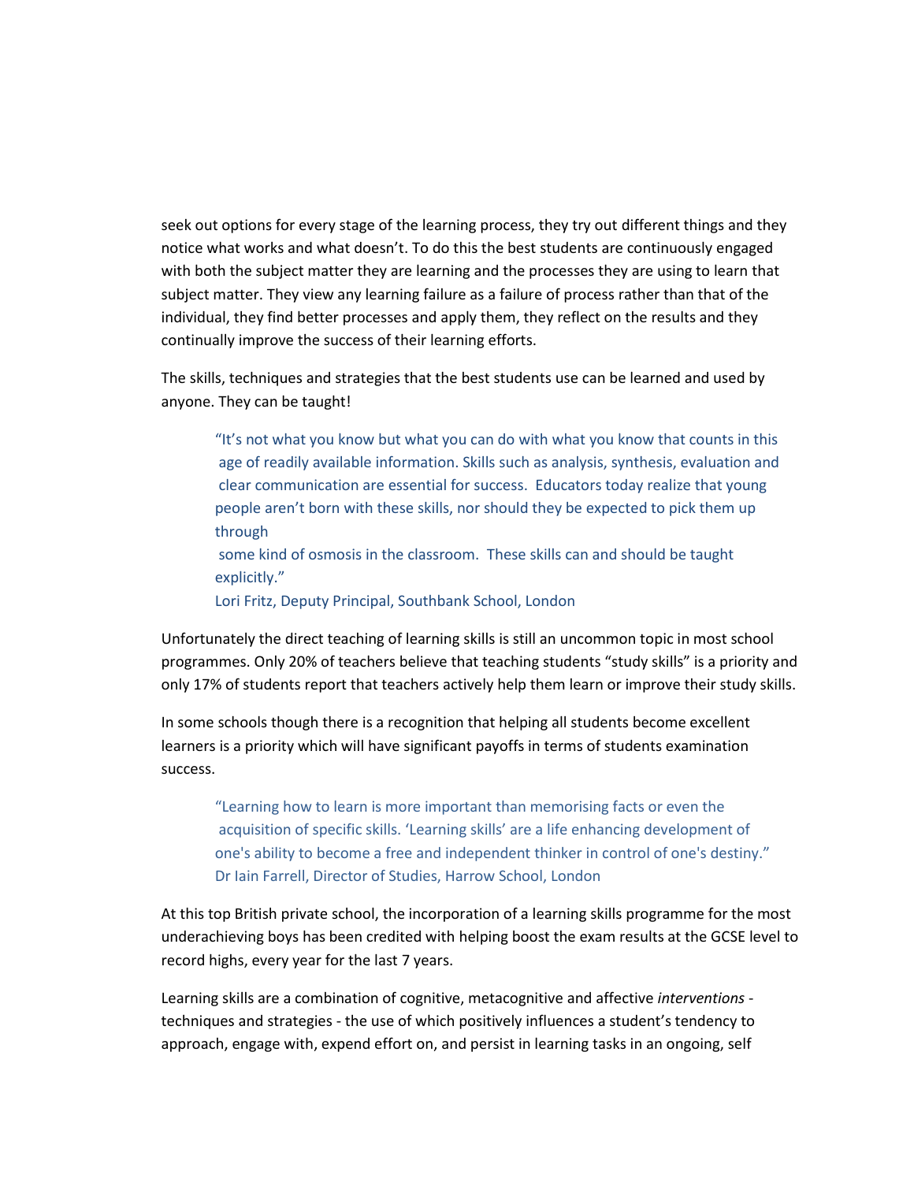seek out options for every stage of the learning process, they try out different things and they notice what works and what doesn't. To do this the best students are continuously engaged with both the subject matter they are learning and the processes they are using to learn that subject matter. They view any learning failure as a failure of process rather than that of the individual, they find better processes and apply them, they reflect on the results and they continually improve the success of their learning efforts.

The skills, techniques and strategies that the best students use can be learned and used by anyone. They can be taught!

> "It's not what you know but what you can do with what you know that counts in this age of readily available information. Skills such as analysis, synthesis, evaluation and clear communication are essential for success. Educators today realize that young people aren't born with these skills, nor should they be expected to pick them up through some kind of osmosis in the classroom. These skills can and should be taught explicitly."
> Lori Fritz, Deputy Principal, Southbank School, London

Unfortunately the direct teaching of learning skills is still an uncommon topic in most school programmes. Only 20% of teachers believe that teaching students "study skills" is a priority and only 17% of students report that teachers actively help them learn or improve their study skills.

In some schools though there is a recognition that helping all students become excellent learners is a priority which will have significant payoffs in terms of students examination success.

> "Learning how to learn is more important than memorising facts or even the acquisition of specific skills. 'Learning skills' are a life enhancing development of one's ability to become a free and independent thinker in control of one's destiny."
> Dr Iain Farrell, Director of Studies, Harrow School, London

At this top British private school, the incorporation of a learning skills programme for the most underachieving boys has been credited with helping boost the exam results at the GCSE level to record highs, every year for the last 7 years.

Learning skills are a combination of cognitive, metacognitive and affective *interventions* - techniques and strategies - the use of which positively influences a student's tendency to approach, engage with, expend effort on, and persist in learning tasks in an ongoing, self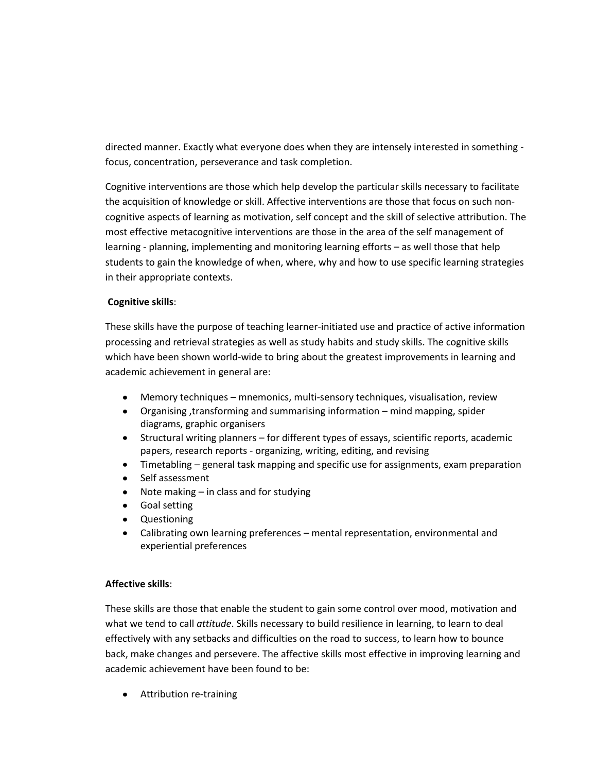directed manner. Exactly what everyone does when they are intensely interested in something - focus, concentration, perseverance and task completion.

Cognitive interventions are those which help develop the particular skills necessary to facilitate the acquisition of knowledge or skill. Affective interventions are those that focus on such non-cognitive aspects of learning as motivation, self concept and the skill of selective attribution. The most effective metacognitive interventions are those in the area of the self management of learning - planning, implementing and monitoring learning efforts – as well those that help students to gain the knowledge of when, where, why and how to use specific learning strategies in their appropriate contexts.

**Cognitive skills**:

These skills have the purpose of teaching learner-initiated use and practice of active information processing and retrieval strategies as well as study habits and study skills. The cognitive skills which have been shown world-wide to bring about the greatest improvements in learning and academic achievement in general are:

- Memory techniques – mnemonics, multi-sensory techniques, visualisation, review
- Organising ,transforming and summarising information – mind mapping, spider diagrams, graphic organisers
- Structural writing planners – for different types of essays, scientific reports, academic papers, research reports - organizing, writing, editing, and revising
- Timetabling – general task mapping and specific use for assignments, exam preparation
- Self assessment
- Note making – in class and for studying
- Goal setting
- Questioning
- Calibrating own learning preferences – mental representation, environmental and experiential preferences

**Affective skills**:

These skills are those that enable the student to gain some control over mood, motivation and what we tend to call *attitude*. Skills necessary to build resilience in learning, to learn to deal effectively with any setbacks and difficulties on the road to success, to learn how to bounce back, make changes and persevere. The affective skills most effective in improving learning and academic achievement have been found to be:

- Attribution re-training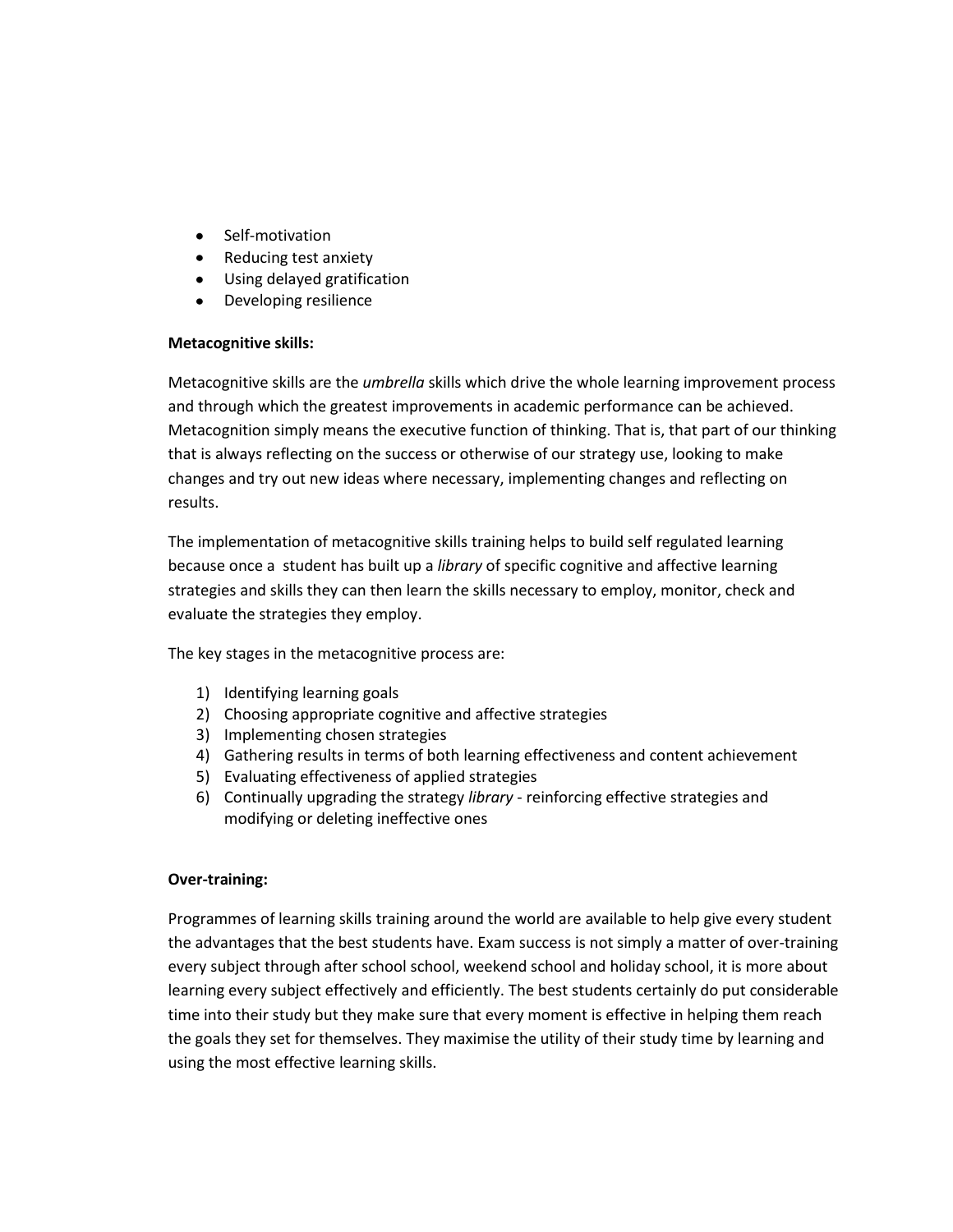- Self-motivation
- Reducing test anxiety
- Using delayed gratification
- Developing resilience

**Metacognitive skills:**

Metacognitive skills are the *umbrella* skills which drive the whole learning improvement process and through which the greatest improvements in academic performance can be achieved. Metacognition simply means the executive function of thinking. That is, that part of our thinking that is always reflecting on the success or otherwise of our strategy use, looking to make changes and try out new ideas where necessary, implementing changes and reflecting on results.

The implementation of metacognitive skills training helps to build self regulated learning because once a student has built up a *library* of specific cognitive and affective learning strategies and skills they can then learn the skills necessary to employ, monitor, check and evaluate the strategies they employ.

The key stages in the metacognitive process are:

1) Identifying learning goals
2) Choosing appropriate cognitive and affective strategies
3) Implementing chosen strategies
4) Gathering results in terms of both learning effectiveness and content achievement
5) Evaluating effectiveness of applied strategies
6) Continually upgrading the strategy *library* - reinforcing effective strategies and modifying or deleting ineffective ones

**Over-training:**

Programmes of learning skills training around the world are available to help give every student the advantages that the best students have. Exam success is not simply a matter of over-training every subject through after school school, weekend school and holiday school, it is more about learning every subject effectively and efficiently. The best students certainly do put considerable time into their study but they make sure that every moment is effective in helping them reach the goals they set for themselves. They maximise the utility of their study time by learning and using the most effective learning skills.